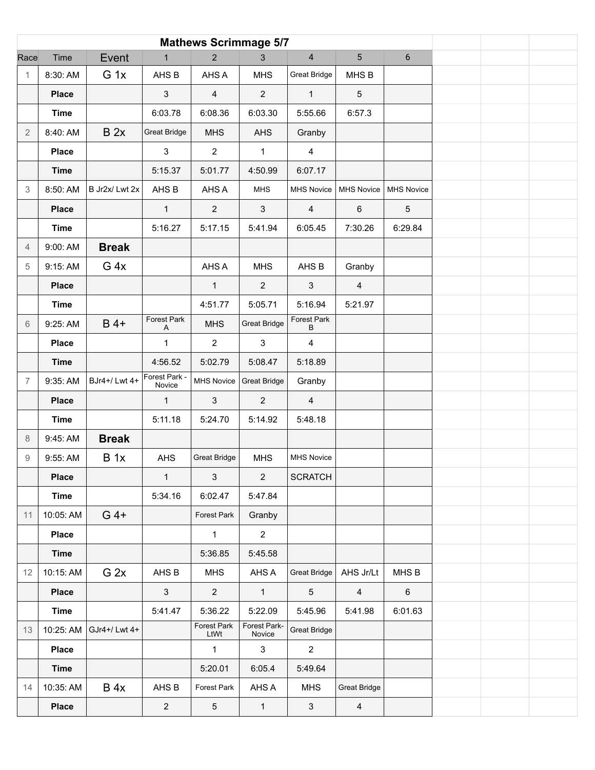# Mathews Scrimmage 5/7

| Race | Time | Event | 1 | 2 | 3 | 4 | 5 | 6 |
|---|---|---|---|---|---|---|---|---|
| 1 | 8:30: AM | G 1x | AHS B | AHS A | MHS | Great Bridge | MHS B | |
| | **Place** | | 3 | 4 | 2 | 1 | 5 | |
| | **Time** | | 6:03.78 | 6:08.36 | 6:03.30 | 5:55.66 | 6:57.3 | |
| 2 | 8:40: AM | B 2x | Great Bridge | MHS | AHS | Granby | | |
| | **Place** | | 3 | 2 | 1 | 4 | | |
| | **Time** | | 5:15.37 | 5:01.77 | 4:50.99 | 6:07.17 | | |
| 3 | 8:50: AM | B Jr2x/ Lwt 2x | AHS B | AHS A | MHS | MHS Novice | MHS Novice | MHS Novice |
| | **Place** | | 1 | 2 | 3 | 4 | 6 | 5 |
| | **Time** | | 5:16.27 | 5:17.15 | 5:41.94 | 6:05.45 | 7:30.26 | 6:29.84 |
| 4 | 9:00: AM | **Break** | | | | | | |
| 5 | 9:15: AM | G 4x | | AHS A | MHS | AHS B | Granby | |
| | **Place** | | | 1 | 2 | 3 | 4 | |
| | **Time** | | | 4:51.77 | 5:05.71 | 5:16.94 | 5:21.97 | |
| 6 | 9:25: AM | B 4+ | Forest Park A | MHS | Great Bridge | Forest Park B | | |
| | **Place** | | 1 | 2 | 3 | 4 | | |
| | **Time** | | 4:56.52 | 5:02.79 | 5:08.47 | 5:18.89 | | |
| 7 | 9:35: AM | BJr4+/ Lwt 4+ | Forest Park - Novice | MHS Novice | Great Bridge | Granby | | |
| | **Place** | | 1 | 3 | 2 | 4 | | |
| | **Time** | | 5:11.18 | 5:24.70 | 5:14.92 | 5:48.18 | | |
| 8 | 9:45: AM | **Break** | | | | | | |
| 9 | 9:55: AM | B 1x | AHS | Great Bridge | MHS | MHS Novice | | |
| | **Place** | | 1 | 3 | 2 | SCRATCH | | |
| | **Time** | | 5:34.16 | 6:02.47 | 5:47.84 | | | |
| 11 | 10:05: AM | G 4+ | | Forest Park | Granby | | | |
| | **Place** | | | 1 | 2 | | | |
| | **Time** | | | 5:36.85 | 5:45.58 | | | |
| 12 | 10:15: AM | G 2x | AHS B | MHS | AHS A | Great Bridge | AHS Jr/Lt | MHS B |
| | **Place** | | 3 | 2 | 1 | 5 | 4 | 6 |
| | **Time** | | 5:41.47 | 5:36.22 | 5:22.09 | 5:45.96 | 5:41.98 | 6:01.63 |
| 13 | 10:25: AM | GJr4+/ Lwt 4+ | | Forest Park LtWt | Forest Park- Novice | Great Bridge | | |
| | **Place** | | | 1 | 3 | 2 | | |
| | **Time** | | | 5:20.01 | 6:05.4 | 5:49.64 | | |
| 14 | 10:35: AM | B 4x | AHS B | Forest Park | AHS A | MHS | Great Bridge | |
| | **Place** | | 2 | 5 | 1 | 3 | 4 | |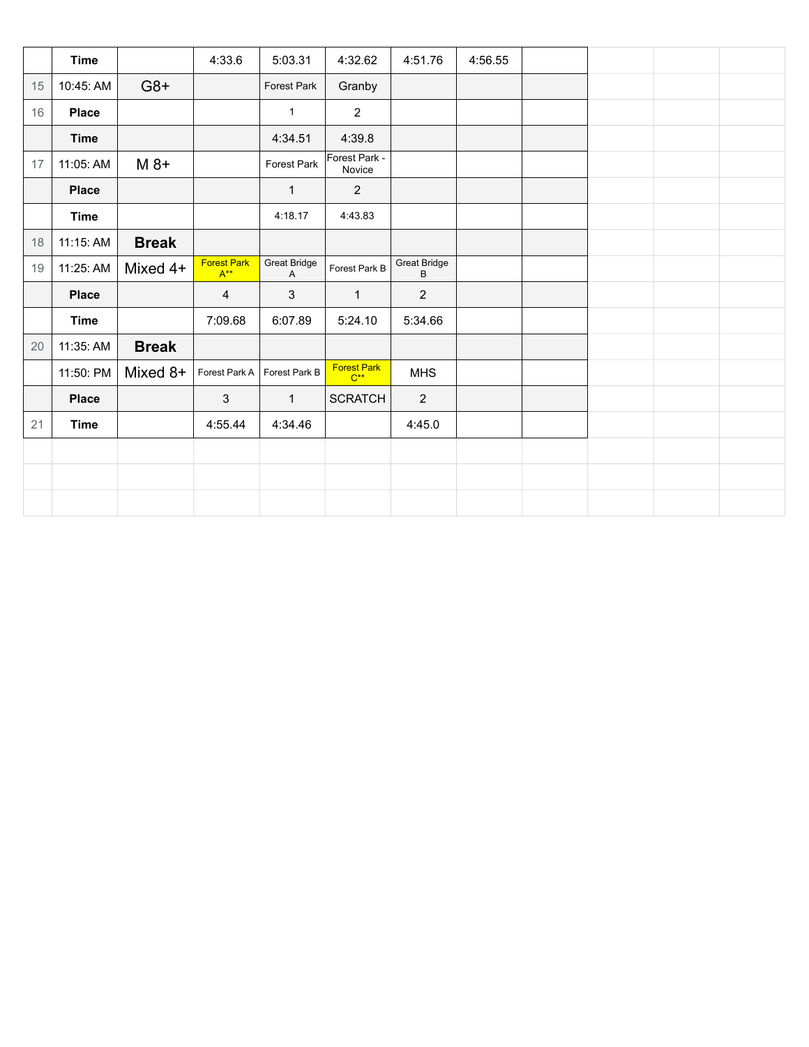| | | | | | | | | |
|---|---|---|---|---|---|---|---|---|
| | **Time** | | 4:33.6 | 5:03.31 | 4:32.62 | 4:51.76 | 4:56.55 | |
| 15 | 10:45: AM | G8+ | | Forest Park | Granby | | | |
| 16 | **Place** | | | 1 | 2 | | | |
| | **Time** | | | 4:34.51 | 4:39.8 | | | |
| 17 | 11:05: AM | M 8+ | | Forest Park | Forest Park - Novice | | | |
| | **Place** | | | 1 | 2 | | | |
| | **Time** | | | 4:18.17 | 4:43.83 | | | |
| 18 | 11:15: AM | **Break** | | | | | | |
| 19 | 11:25: AM | Mixed 4+ | Forest Park A** | Great Bridge A | Forest Park B | Great Bridge B | | |
| | **Place** | | 4 | 3 | 1 | 2 | | |
| | **Time** | | 7:09.68 | 6:07.89 | 5:24.10 | 5:34.66 | | |
| 20 | 11:35: AM | **Break** | | | | | | |
| | 11:50: PM | Mixed 8+ | Forest Park A | Forest Park B | Forest Park C** | MHS | | |
| | **Place** | | 3 | 1 | SCRATCH | 2 | | |
| 21 | **Time** | | 4:55.44 | 4:34.46 | | 4:45.0 | | |